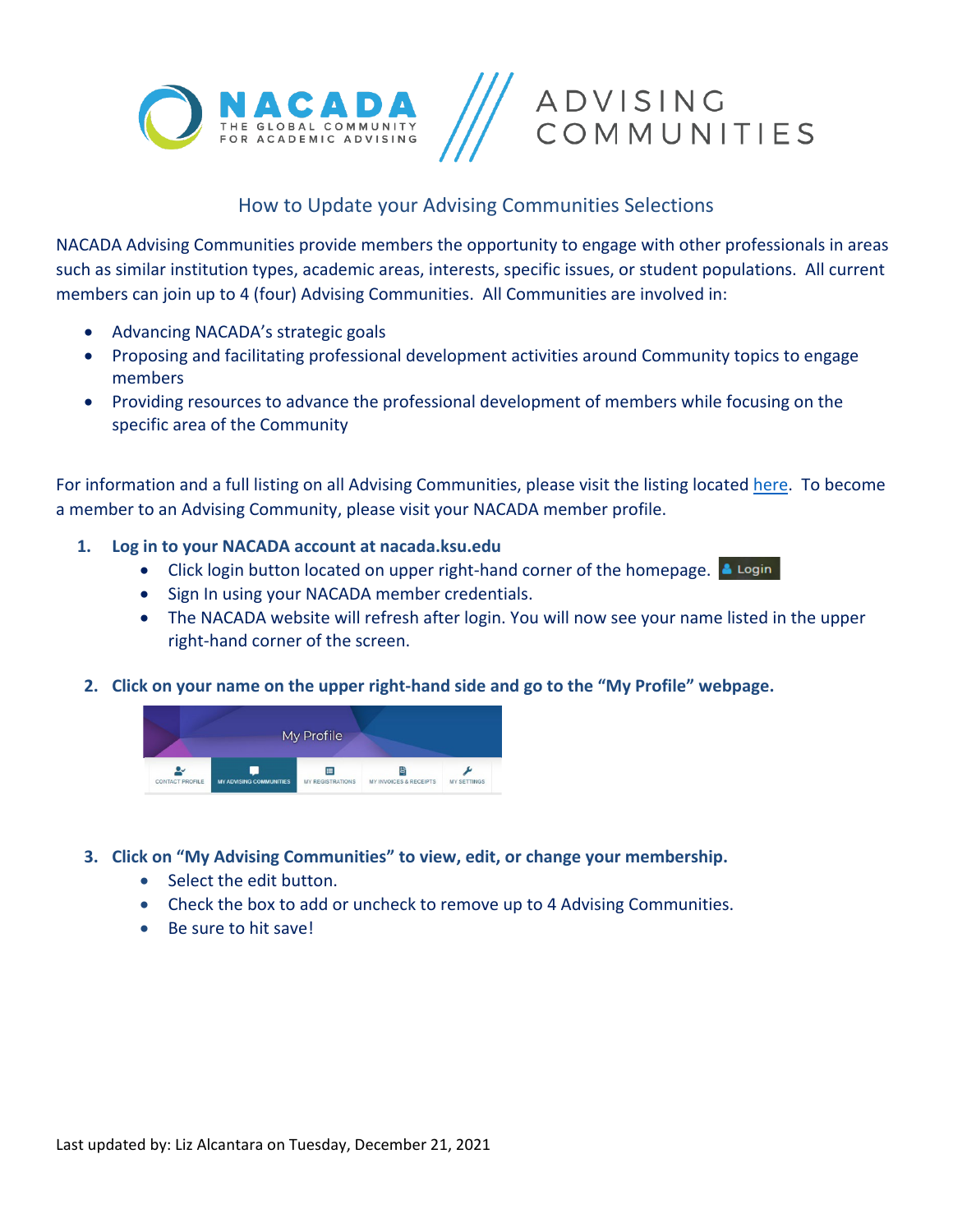# How to Update your Advising Communities Selections

NACADA Advising Communities provide members the opportunity to engage with other professionals in areas such as similar institution types, academic areas, interests, specific issues, or student populations. All current members can join up to 4 (four) Advising Communities. All Communities are involved in:

- Advancing NACADA's strategic goals
- Proposing and facilitating professional development activities around Community topics to engage members
- Providing resources to advance the professional development of members while focusing on the specific area of the Community

For information and a full listing on all Advising Communities, please visit the listing located here. To become a member to an Advising Community, please visit your NACADA member profile.

1. **Log in to your NACADA account at nacada.ksu.edu**
   - Click login button located on upper right-hand corner of the homepage. Login
   - Sign In using your NACADA member credentials.
   - The NACADA website will refresh after login. You will now see your name listed in the upper right-hand corner of the screen.

2. **Click on your name on the upper right-hand side and go to the "My Profile" webpage.**

   My Profile

   CONTACT PROFILE | MY ADVISING COMMUNITIES | MY REGISTRATIONS | MY INVOICES & RECEIPTS | MY SETTINGS

3. **Click on "My Advising Communities" to view, edit, or change your membership.**
   - Select the edit button.
   - Check the box to add or uncheck to remove up to 4 Advising Communities.
   - Be sure to hit save!

Last updated by: Liz Alcantara on Tuesday, December 21, 2021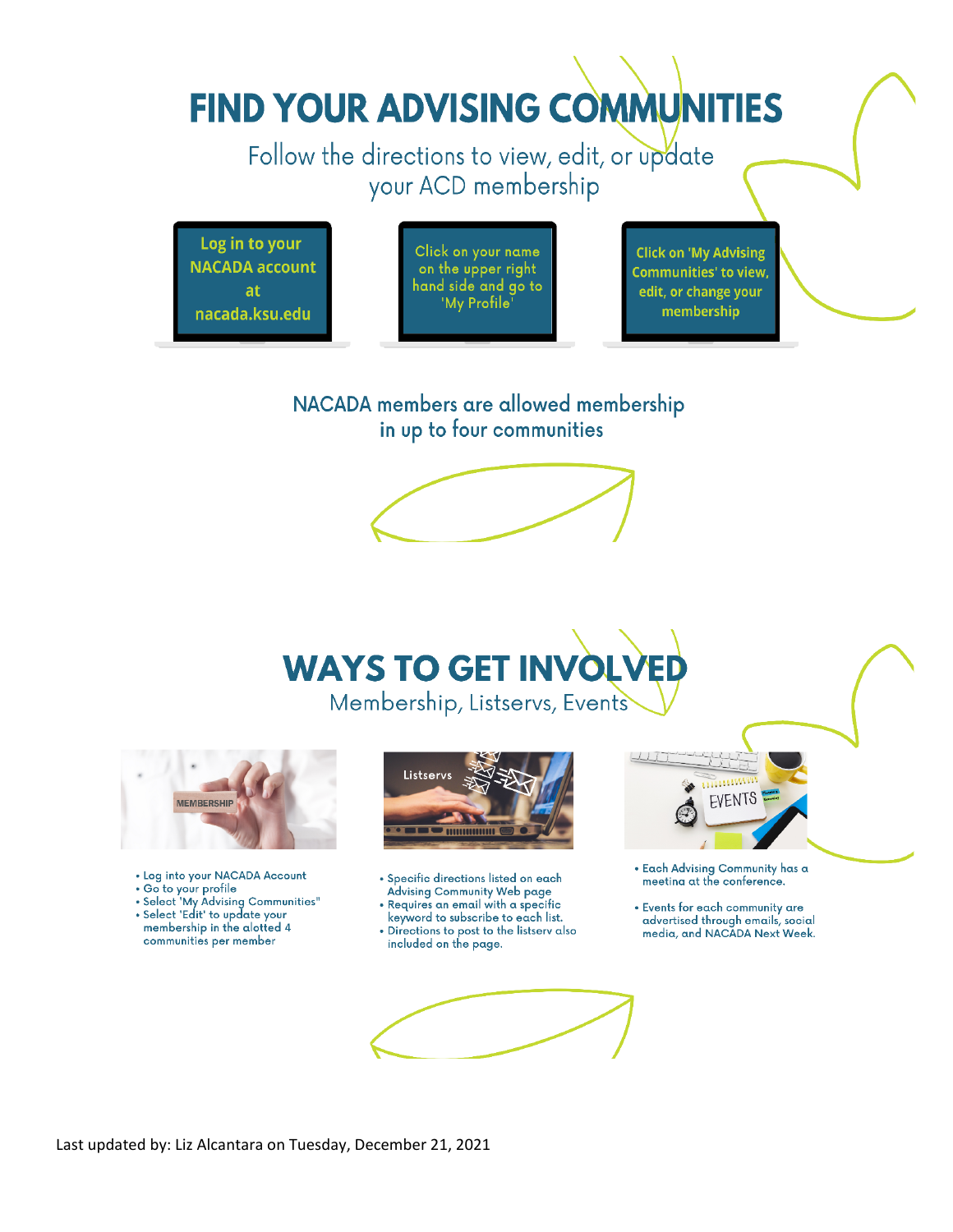# FIND YOUR ADVISING COMMUNITIES

Follow the directions to view, edit, or update your ACD membership

Log in to your NACADA account at nacada.ksu.edu

Click on your name on the upper right hand side and go to 'My Profile'

Click on 'My Advising Communities' to view, edit, or change your membership

NACADA members are allowed membership in up to four communities

# WAYS TO GET INVOLVED

Membership, Listservs, Events

MEMBERSHIP

- Log into your NACADA Account
- Go to your profile
- Select 'My Advising Communities"
- Select 'Edit' to update your membership in the alotted 4 communities per member

Listservs

- Specific directions listed on each Advising Community Web page
- Requires an email with a specific keyword to subscribe to each list.
- Directions to post to the listserv also included on the page.

EVENTS

- Each Advising Community has a meeting at the conference.
- Events for each community are advertised through emails, social media, and NACADA Next Week.

Last updated by: Liz Alcantara on Tuesday, December 21, 2021